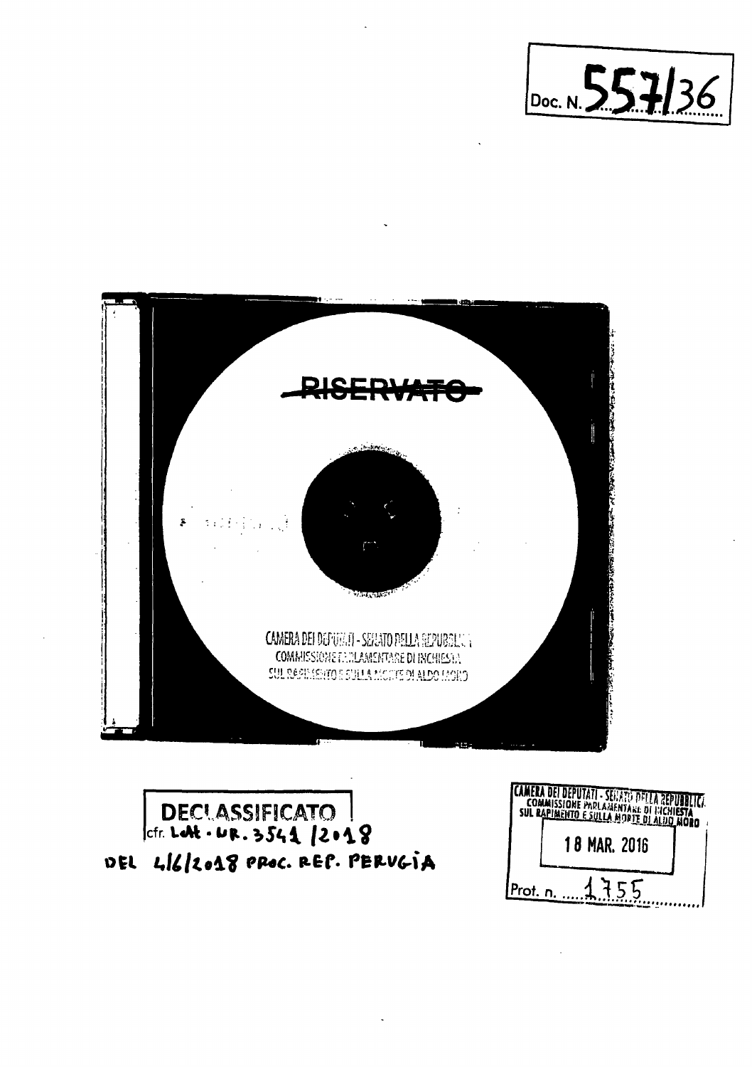Doc. N. 557/36

~~RISERVATO~~

CAMERA DEI DEPUTATI - SENATO DELLA REPUBBLICA
COMMISSIONE PARLAMENTARE DI INCHIESTA
SUL RAPIMENTO E SULLA MORTE DI ALDO MORO

DECLASSIFICATO
cfr. Lett. - UR. 3541 /2018
DEL 4/6/2018 PROC. REP. PERUGIA

CAMERA DEI DEPUTATI - SENATO DELLA REPUBBLICA
COMMISSIONE PARLAMENTARE DI INCHIESTA
SUL RAPIMENTO E SULLA MORTE DI ALDO MORO

18 MAR. 2016

Prot. n. 1755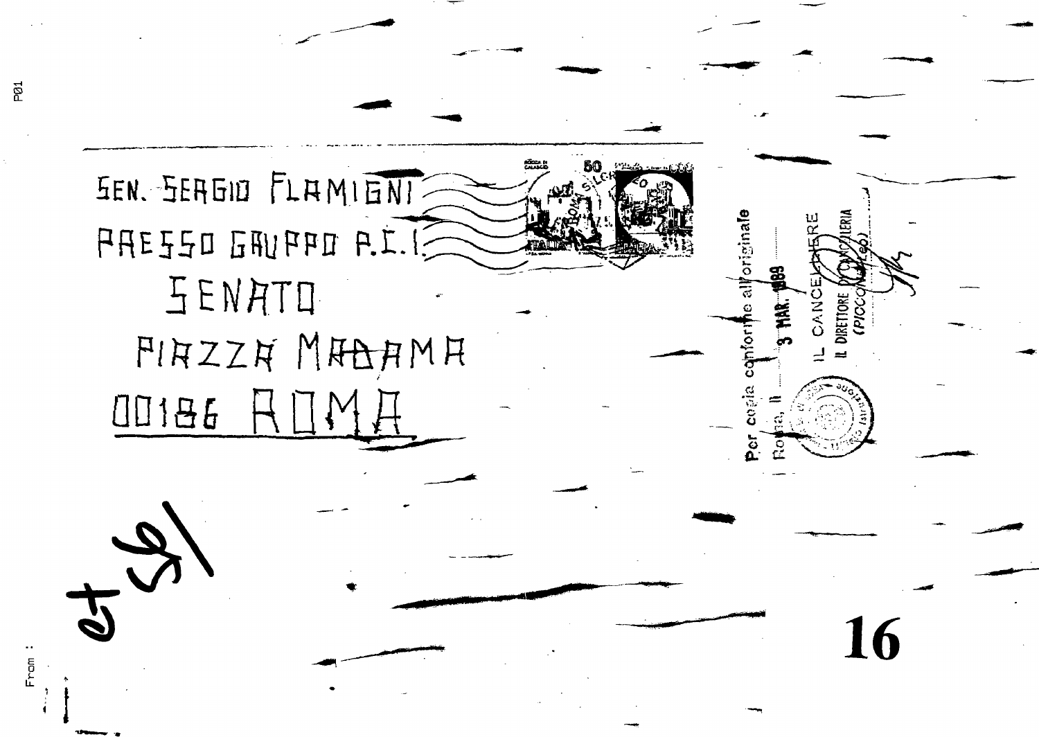SEN. SERGIO FLAMIGNI

PRESSO GRUPPO P.C.I.

SENATO

PIAZZA MADAMA

00186 ROMA

Per copia conforme all'originale

Roma, li 3 MAR. 1989

IL CANCELLIERE

IL DIRETTORE DI CANCELLERIA

(PICCONI)

16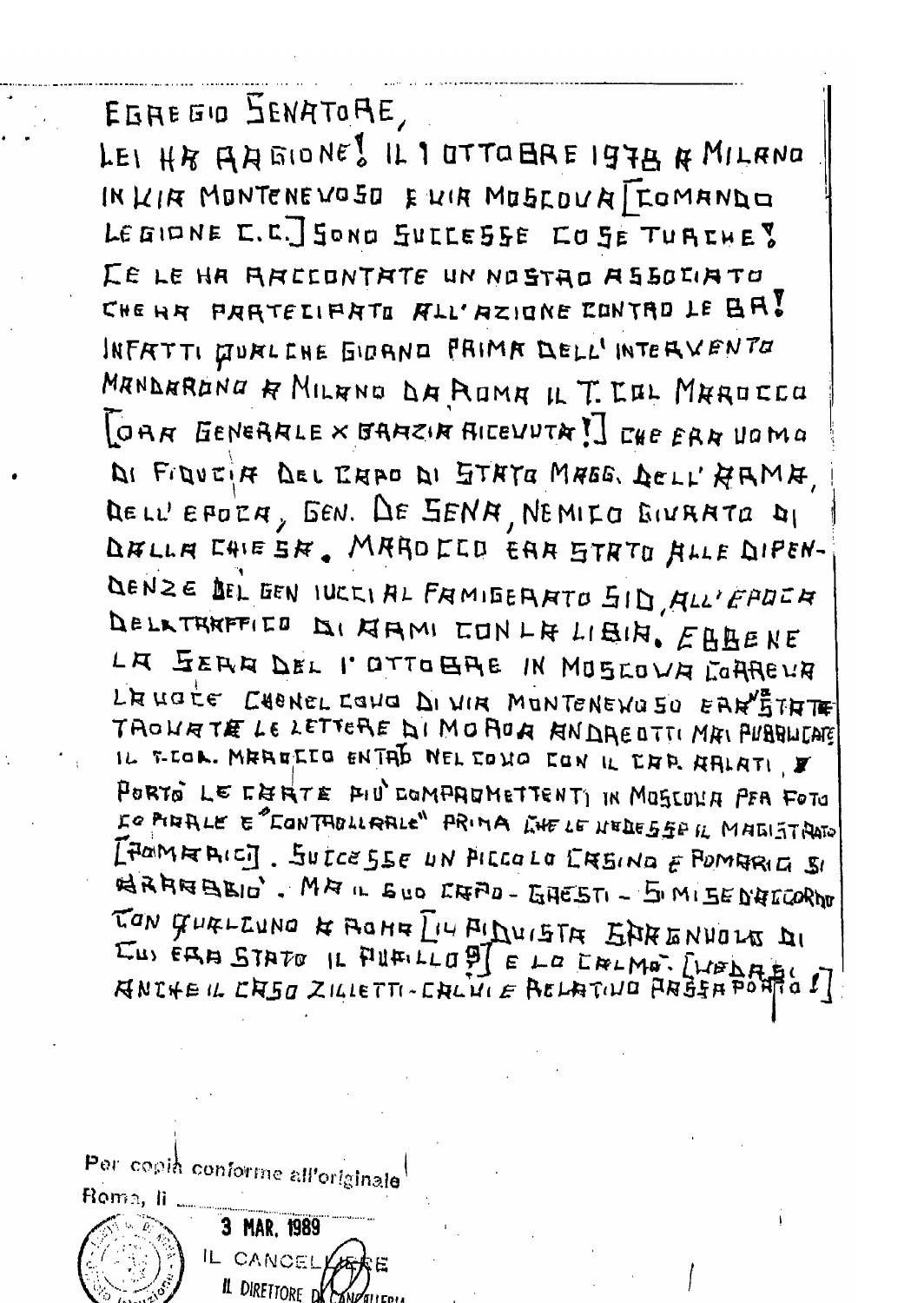EGREGIO SENATORE,

LEI HA RAGIONE! IL 1 OTTOBRE 1978 A MILANO IN VIA MONTENEVOSO E VIA MOSCOVA [COMANDO LEGIONE C.C.] SONO SUCCESSE COSE TURCHE! CE LE HA RACCONTATE UN NOSTRO ASSOCIATO CHE HA PARTECIPATO ALL'AZIONE CONTRO LE BR! INFATTI QUALCHE GIORNO PRIMA DELL'INTERVENTO MANDARONO A MILANO DA ROMA IL T. COL MAROCCO [ORA GENERALE X GRAZIA RICEVUTA!] CHE ERA UOMO DI FIDUCIA DEL CAPO DI STATO MAGG. DELL'ARMA, DELL'EPOCA, GEN. DE SENA, NEMICO GIURATO DI DALLA CHIESA. MAROCCO ERA STATO ALLE DIPENDENZE DEL GEN IUCCI AL FAMIGERATO SID, ALL'EPOCA DEL TRAFFICO DI ARMI CON LA LIBIA. EBBENE LA SERA DEL 1° OTTOBRE IN MOSCOVA CORREVA LA VOCE CHE NEL COVO DI VIA MONTENEVOSO ERANO STATE TROVATE LE LETTERE DI MORO A ANDREOTTI MAI PUBBLICATE IL T.COL. MAROCCO ENTRÒ NEL COVO CON IL CAP. ARLATI, E PORTÒ LE CARTE PIÙ COMPROMETTENTI IN MOSCOVA PER FOTOCOPIARLE E "CONTROLLARLE" PRIMA CHE LE VEDESSE IL MAGISTRATO [POMARICI]. SUCCESSE UN PICCOLO CASINO E POMARICI SI ARRABBIÒ. MA IL SUO CAPO - GAESTI - SI MISE D'ACCORDO CON QUALCUNO A ROMA [IL PIDUISTA SARAGNUOLO DI CUI ERA STATO IL PUPILLO?] E LA CALMÒ. [VEDASI ANCHE IL CASO ZILIETTI-CALVI E RELATIVO PASSAPORTO!]

Per copia conforme all'originale

Roma, li 3 MAR. 1989

IL CANCELLIERE

IL DIRETTORE DI CANCELLERIA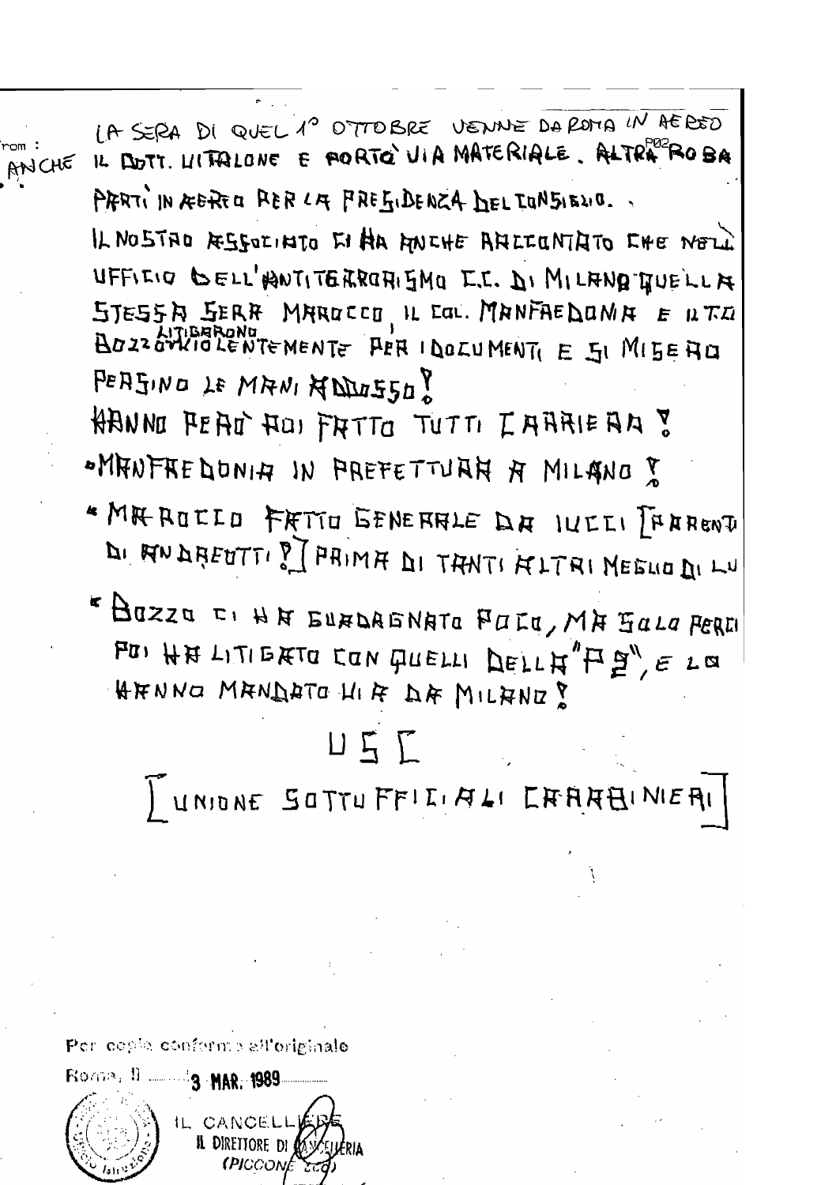From :

LA SERA DI QUEL 1° OTTOBRE VENNE DA ROMA IN AEREO ANCHE IL DOTT. VITALONE E PORTÒ VIA MATERIALE. ALTRA ROBA PARTÌ IN AEREO PER LA PRESIDENZA DEL CONSIGLIO.

IL NOSTRO ASSOCIATO CI HA ANCHE RACCONTATO CHE NELL'UFFICIO DELL'ANTITERRORISMO C.C. DI MILANO QUELLA STESSA SERA MAROCCO, IL COL. MANFREDONIA E IL T.C. BOZZO LITIGARONO VIOLENTEMENTE PER I DOCUMENTI E SI MISERO PERSINO LE MANI ADDOSSO!

HANNO PERÒ POI FATTO TUTTI CARRIERA!

- MANFREDONIA IN PREFETTURA A MILANO!
- MAROCCO FATTO GENERALE DA IUCCI [PARENTE DI ANDREOTTI?] PRIMA DI TANTI ALTRI MEGLIO DI LUI
- BOZZO CI HA GUADAGNATO POCO, MA SOLO PERCHÉ POI HA LITIGATO CON QUELLI DELLA "P2", E LO HANNO MANDATO VIA DA MILANO!

U S C

[UNIONE SOTTUFFICIALI CARABINIERI]

Per copia conforme all'originale

Roma, lì 3 MAR. 1989

IL CANCELLIERE
IL DIRETTORE DI CANCELLERIA
(PICCONE ...)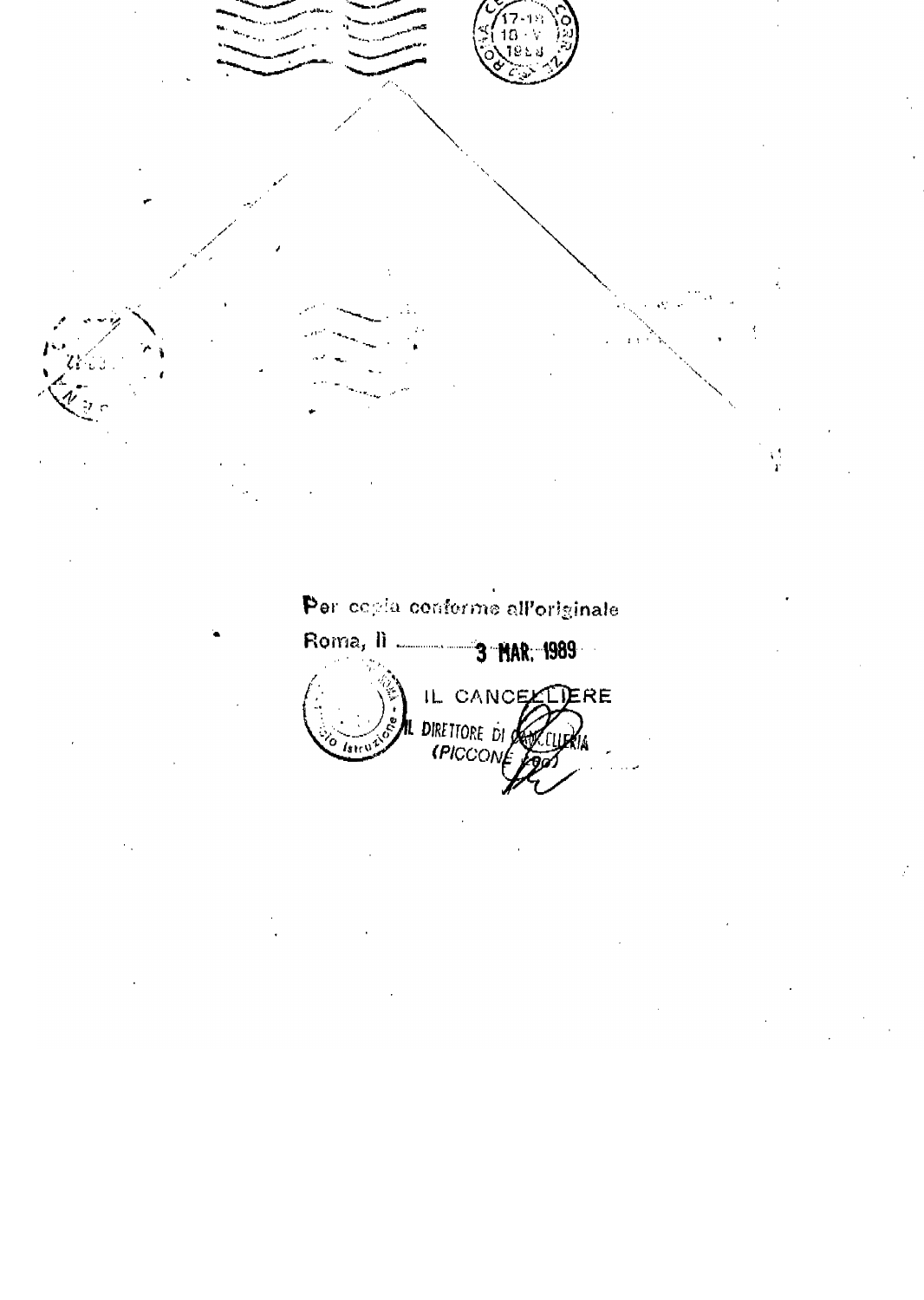Per copia conforme all'originale

Roma, lì 3 MAR. 1989

IL CANCELLIERE

IL DIRETTORE DI CANCELLERIA

(PICCONE ...)